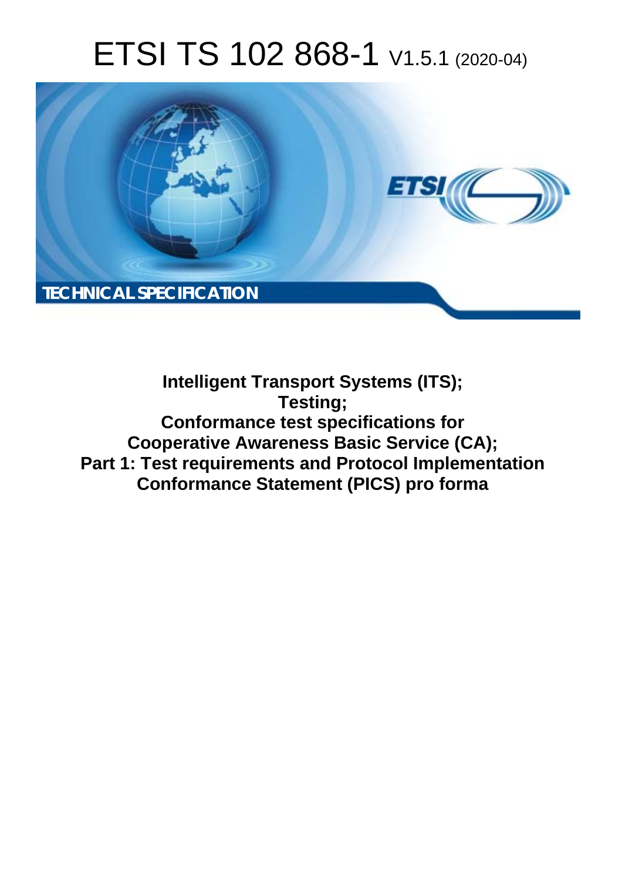# ETSI TS 102 868-1 V1.5.1 (2020-04)

TECHNICAL SPECIFICATION

**Intelligent Transport Systems (ITS);**
**Testing;**
**Conformance test specifications for**
**Cooperative Awareness Basic Service (CA);**
**Part 1: Test requirements and Protocol Implementation**
**Conformance Statement (PICS) pro forma**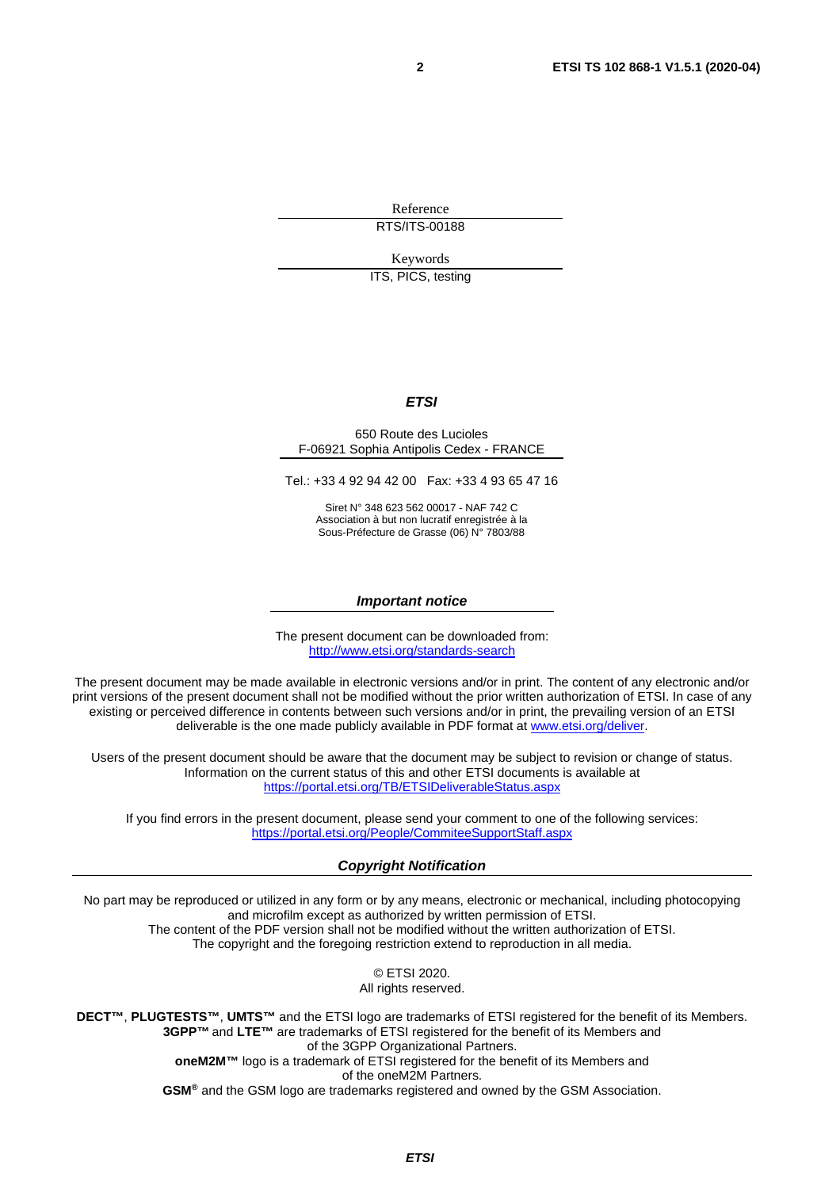Reference

RTS/ITS-00188

Keywords

ITS, PICS, testing

***ETSI***

650 Route des Lucioles
F-06921 Sophia Antipolis Cedex - FRANCE

Tel.: +33 4 92 94 42 00   Fax: +33 4 93 65 47 16

Siret N° 348 623 562 00017 - NAF 742 C
Association à but non lucratif enregistrée à la
Sous-Préfecture de Grasse (06) N° 7803/88

***Important notice***

The present document can be downloaded from:
http://www.etsi.org/standards-search

The present document may be made available in electronic versions and/or in print. The content of any electronic and/or print versions of the present document shall not be modified without the prior written authorization of ETSI. In case of any existing or perceived difference in contents between such versions and/or in print, the prevailing version of an ETSI deliverable is the one made publicly available in PDF format at www.etsi.org/deliver.

Users of the present document should be aware that the document may be subject to revision or change of status. Information on the current status of this and other ETSI documents is available at https://portal.etsi.org/TB/ETSIDeliverableStatus.aspx

If you find errors in the present document, please send your comment to one of the following services:
https://portal.etsi.org/People/CommiteeSupportStaff.aspx

***Copyright Notification***

No part may be reproduced or utilized in any form or by any means, electronic or mechanical, including photocopying and microfilm except as authorized by written permission of ETSI.
The content of the PDF version shall not be modified without the written authorization of ETSI.
The copyright and the foregoing restriction extend to reproduction in all media.

© ETSI 2020.
All rights reserved.

**DECT™**, **PLUGTESTS™**, **UMTS™** and the ETSI logo are trademarks of ETSI registered for the benefit of its Members.
**3GPP™** and **LTE™** are trademarks of ETSI registered for the benefit of its Members and of the 3GPP Organizational Partners.
**oneM2M™** logo is a trademark of ETSI registered for the benefit of its Members and of the oneM2M Partners.
**GSM®** and the GSM logo are trademarks registered and owned by the GSM Association.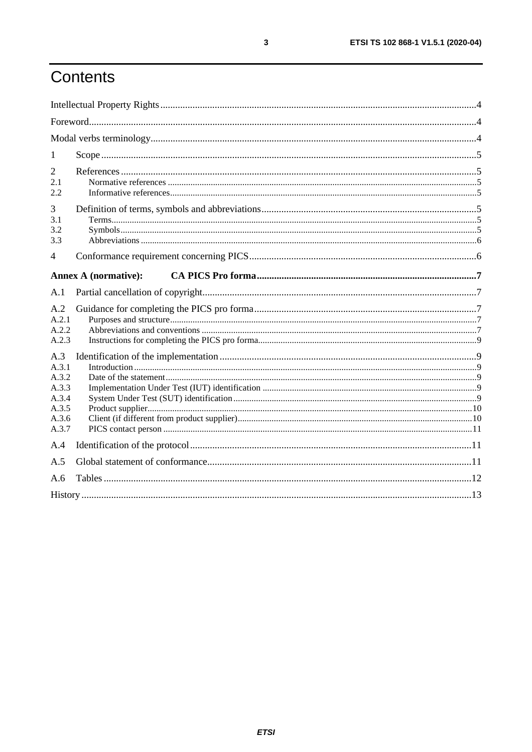# Contents

Intellectual Property Rights....................................................4

Foreword....................................................4

Modal verbs terminology....................................................4

1 Scope....................................................5

2 References....................................................5

2.1 Normative references....................................................5

2.2 Informative references....................................................5

3 Definition of terms, symbols and abbreviations....................................................5

3.1 Terms....................................................5

3.2 Symbols....................................................5

3.3 Abbreviations....................................................6

4 Conformance requirement concerning PICS....................................................6

**Annex A (normative): CA PICS Pro forma....................................................7**

A.1 Partial cancellation of copyright....................................................7

A.2 Guidance for completing the PICS pro forma....................................................7

A.2.1 Purposes and structure....................................................7

A.2.2 Abbreviations and conventions....................................................7

A.2.3 Instructions for completing the PICS pro forma....................................................9

A.3 Identification of the implementation....................................................9

A.3.1 Introduction....................................................9

A.3.2 Date of the statement....................................................9

A.3.3 Implementation Under Test (IUT) identification....................................................9

A.3.4 System Under Test (SUT) identification....................................................9

A.3.5 Product supplier....................................................10

A.3.6 Client (if different from product supplier)....................................................10

A.3.7 PICS contact person....................................................11

A.4 Identification of the protocol....................................................11

A.5 Global statement of conformance....................................................11

A.6 Tables....................................................12

History....................................................13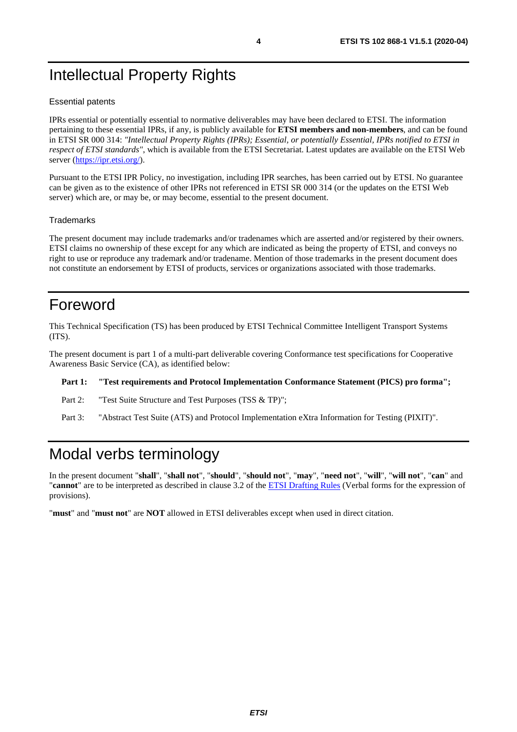# Intellectual Property Rights

## Essential patents

IPRs essential or potentially essential to normative deliverables may have been declared to ETSI. The information pertaining to these essential IPRs, if any, is publicly available for **ETSI members and non-members**, and can be found in ETSI SR 000 314: *"Intellectual Property Rights (IPRs); Essential, or potentially Essential, IPRs notified to ETSI in respect of ETSI standards"*, which is available from the ETSI Secretariat. Latest updates are available on the ETSI Web server ([https://ipr.etsi.org/](https://ipr.etsi.org/)).

Pursuant to the ETSI IPR Policy, no investigation, including IPR searches, has been carried out by ETSI. No guarantee can be given as to the existence of other IPRs not referenced in ETSI SR 000 314 (or the updates on the ETSI Web server) which are, or may be, or may become, essential to the present document.

## Trademarks

The present document may include trademarks and/or tradenames which are asserted and/or registered by their owners. ETSI claims no ownership of these except for any which are indicated as being the property of ETSI, and conveys no right to use or reproduce any trademark and/or tradename. Mention of those trademarks in the present document does not constitute an endorsement by ETSI of products, services or organizations associated with those trademarks.

# Foreword

This Technical Specification (TS) has been produced by ETSI Technical Committee Intelligent Transport Systems (ITS).

The present document is part 1 of a multi-part deliverable covering Conformance test specifications for Cooperative Awareness Basic Service (CA), as identified below:

**Part 1: "Test requirements and Protocol Implementation Conformance Statement (PICS) pro forma";**

Part 2: "Test Suite Structure and Test Purposes (TSS & TP)";

Part 3: "Abstract Test Suite (ATS) and Protocol Implementation eXtra Information for Testing (PIXIT)".

# Modal verbs terminology

In the present document "**shall**", "**shall not**", "**should**", "**should not**", "**may**", "**need not**", "**will**", "**will not**", "**can**" and "**cannot**" are to be interpreted as described in clause 3.2 of the ETSI Drafting Rules (Verbal forms for the expression of provisions).

"**must**" and "**must not**" are **NOT** allowed in ETSI deliverables except when used in direct citation.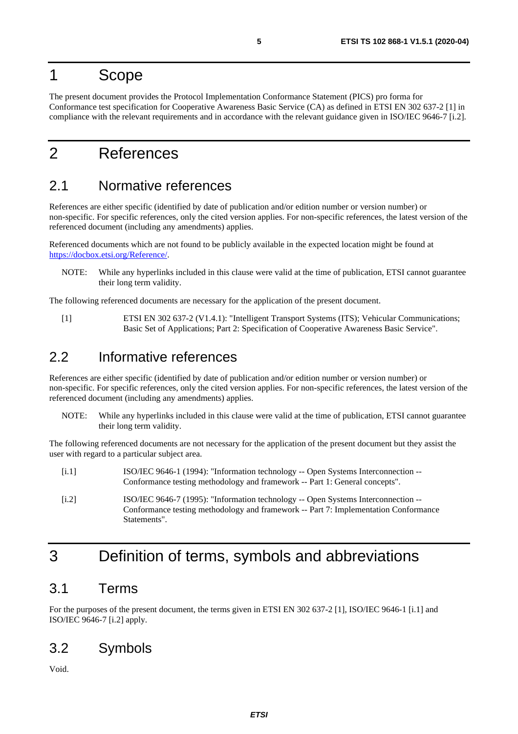# 1 Scope

The present document provides the Protocol Implementation Conformance Statement (PICS) pro forma for Conformance test specification for Cooperative Awareness Basic Service (CA) as defined in ETSI EN 302 637-2 [1] in compliance with the relevant requirements and in accordance with the relevant guidance given in ISO/IEC 9646-7 [i.2].

# 2 References

## 2.1 Normative references

References are either specific (identified by date of publication and/or edition number or version number) or non-specific. For specific references, only the cited version applies. For non-specific references, the latest version of the referenced document (including any amendments) applies.

Referenced documents which are not found to be publicly available in the expected location might be found at https://docbox.etsi.org/Reference/.

NOTE: While any hyperlinks included in this clause were valid at the time of publication, ETSI cannot guarantee their long term validity.

The following referenced documents are necessary for the application of the present document.

[1] ETSI EN 302 637-2 (V1.4.1): "Intelligent Transport Systems (ITS); Vehicular Communications; Basic Set of Applications; Part 2: Specification of Cooperative Awareness Basic Service".

## 2.2 Informative references

References are either specific (identified by date of publication and/or edition number or version number) or non-specific. For specific references, only the cited version applies. For non-specific references, the latest version of the referenced document (including any amendments) applies.

NOTE: While any hyperlinks included in this clause were valid at the time of publication, ETSI cannot guarantee their long term validity.

The following referenced documents are not necessary for the application of the present document but they assist the user with regard to a particular subject area.

[i.1] ISO/IEC 9646-1 (1994): "Information technology -- Open Systems Interconnection -- Conformance testing methodology and framework -- Part 1: General concepts".

[i.2] ISO/IEC 9646-7 (1995): "Information technology -- Open Systems Interconnection -- Conformance testing methodology and framework -- Part 7: Implementation Conformance Statements".

# 3 Definition of terms, symbols and abbreviations

## 3.1 Terms

For the purposes of the present document, the terms given in ETSI EN 302 637-2 [1], ISO/IEC 9646-1 [i.1] and ISO/IEC 9646-7 [i.2] apply.

## 3.2 Symbols

Void.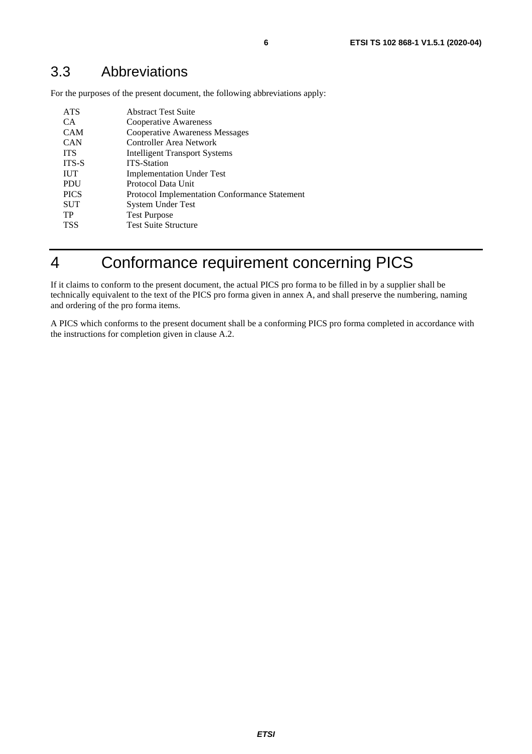## 3.3 Abbreviations

For the purposes of the present document, the following abbreviations apply:

| | |
|---|---|
| ATS | Abstract Test Suite |
| CA | Cooperative Awareness |
| CAM | Cooperative Awareness Messages |
| CAN | Controller Area Network |
| ITS | Intelligent Transport Systems |
| ITS-S | ITS-Station |
| IUT | Implementation Under Test |
| PDU | Protocol Data Unit |
| PICS | Protocol Implementation Conformance Statement |
| SUT | System Under Test |
| TP | Test Purpose |
| TSS | Test Suite Structure |

# 4 Conformance requirement concerning PICS

If it claims to conform to the present document, the actual PICS pro forma to be filled in by a supplier shall be technically equivalent to the text of the PICS pro forma given in annex A, and shall preserve the numbering, naming and ordering of the pro forma items.

A PICS which conforms to the present document shall be a conforming PICS pro forma completed in accordance with the instructions for completion given in clause A.2.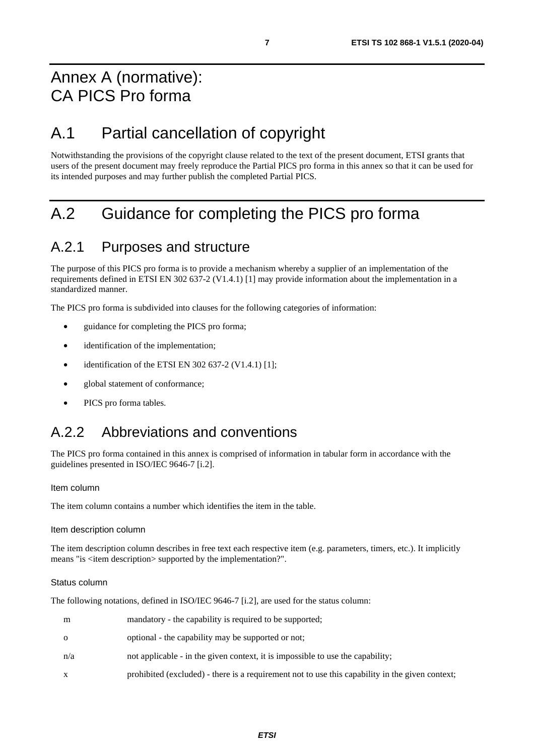# Annex A (normative): CA PICS Pro forma

# A.1 Partial cancellation of copyright

Notwithstanding the provisions of the copyright clause related to the text of the present document, ETSI grants that users of the present document may freely reproduce the Partial PICS pro forma in this annex so that it can be used for its intended purposes and may further publish the completed Partial PICS.

# A.2 Guidance for completing the PICS pro forma

## A.2.1 Purposes and structure

The purpose of this PICS pro forma is to provide a mechanism whereby a supplier of an implementation of the requirements defined in ETSI EN 302 637-2 (V1.4.1) [1] may provide information about the implementation in a standardized manner.

The PICS pro forma is subdivided into clauses for the following categories of information:

- guidance for completing the PICS pro forma;
- identification of the implementation;
- identification of the ETSI EN 302 637-2 (V1.4.1) [1];
- global statement of conformance;
- PICS pro forma tables.

## A.2.2 Abbreviations and conventions

The PICS pro forma contained in this annex is comprised of information in tabular form in accordance with the guidelines presented in ISO/IEC 9646-7 [i.2].

Item column

The item column contains a number which identifies the item in the table.

Item description column

The item description column describes in free text each respective item (e.g. parameters, timers, etc.). It implicitly means "is <item description> supported by the implementation?".

Status column

The following notations, defined in ISO/IEC 9646-7 [i.2], are used for the status column:

| | |
|---|---|
| m | mandatory - the capability is required to be supported; |
| o | optional - the capability may be supported or not; |
| n/a | not applicable - in the given context, it is impossible to use the capability; |
| x | prohibited (excluded) - there is a requirement not to use this capability in the given context; |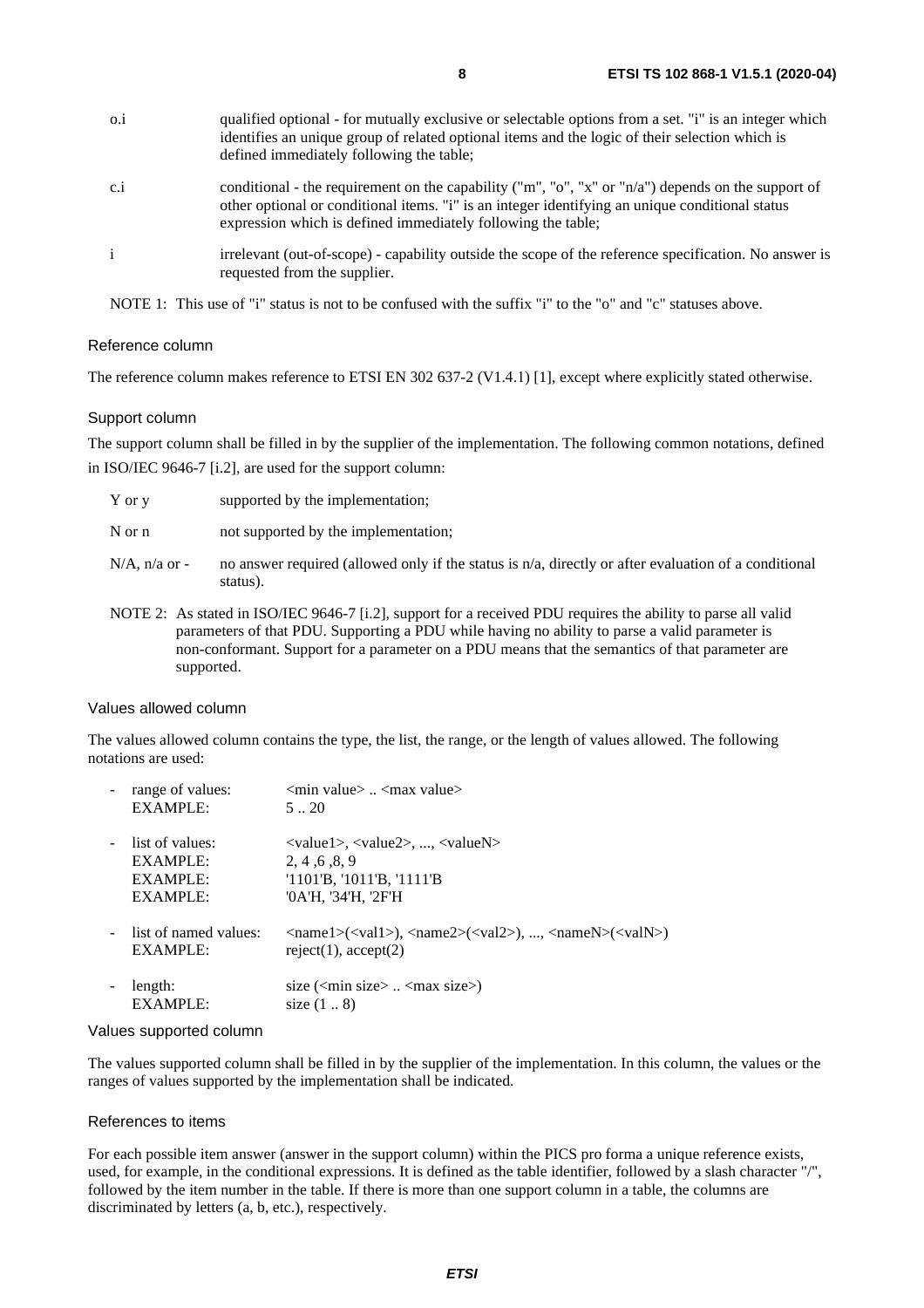o.i qualified optional - for mutually exclusive or selectable options from a set. "i" is an integer which identifies an unique group of related optional items and the logic of their selection which is defined immediately following the table;

c.i conditional - the requirement on the capability ("m", "o", "x" or "n/a") depends on the support of other optional or conditional items. "i" is an integer identifying an unique conditional status expression which is defined immediately following the table;

i irrelevant (out-of-scope) - capability outside the scope of the reference specification. No answer is requested from the supplier.

NOTE 1: This use of "i" status is not to be confused with the suffix "i" to the "o" and "c" statuses above.

#### Reference column

The reference column makes reference to ETSI EN 302 637-2 (V1.4.1) [1], except where explicitly stated otherwise.

#### Support column

The support column shall be filled in by the supplier of the implementation. The following common notations, defined in ISO/IEC 9646-7 [i.2], are used for the support column:

Y or y supported by the implementation;

N or n not supported by the implementation;

N/A, n/a or - no answer required (allowed only if the status is n/a, directly or after evaluation of a conditional status).

NOTE 2: As stated in ISO/IEC 9646-7 [i.2], support for a received PDU requires the ability to parse all valid parameters of that PDU. Supporting a PDU while having no ability to parse a valid parameter is non-conformant. Support for a parameter on a PDU means that the semantics of that parameter are supported.

#### Values allowed column

The values allowed column contains the type, the list, the range, or the length of values allowed. The following notations are used:

- range of values: <min value> .. <max value>
  EXAMPLE: 5 .. 20
- list of values: <value1>, <value2>, ..., <valueN>
  EXAMPLE: 2, 4 ,6 ,8, 9
  EXAMPLE: '1101'B, '1011'B, '1111'B
  EXAMPLE: '0A'H, '34'H, '2F'H
- list of named values: <name1>(<val1>), <name2>(<val2>), ..., <nameN>(<valN>)
  EXAMPLE: reject(1), accept(2)
- length: size (<min size> .. <max size>)
  EXAMPLE: size (1 .. 8)

#### Values supported column

The values supported column shall be filled in by the supplier of the implementation. In this column, the values or the ranges of values supported by the implementation shall be indicated.

#### References to items

For each possible item answer (answer in the support column) within the PICS pro forma a unique reference exists, used, for example, in the conditional expressions. It is defined as the table identifier, followed by a slash character "/", followed by the item number in the table. If there is more than one support column in a table, the columns are discriminated by letters (a, b, etc.), respectively.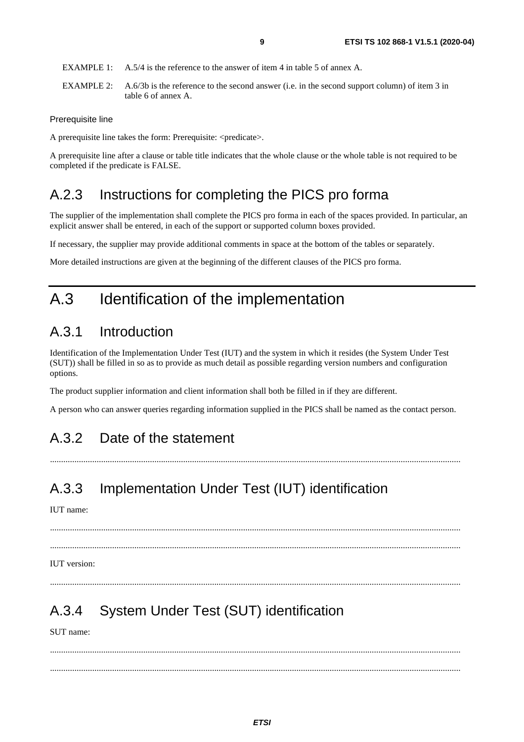EXAMPLE 1: A.5/4 is the reference to the answer of item 4 in table 5 of annex A.

EXAMPLE 2: A.6/3b is the reference to the second answer (i.e. in the second support column) of item 3 in table 6 of annex A.

Prerequisite line

A prerequisite line takes the form: Prerequisite: <predicate>.

A prerequisite line after a clause or table title indicates that the whole clause or the whole table is not required to be completed if the predicate is FALSE.

## A.2.3 Instructions for completing the PICS pro forma

The supplier of the implementation shall complete the PICS pro forma in each of the spaces provided. In particular, an explicit answer shall be entered, in each of the support or supported column boxes provided.

If necessary, the supplier may provide additional comments in space at the bottom of the tables or separately.

More detailed instructions are given at the beginning of the different clauses of the PICS pro forma.

# A.3 Identification of the implementation

## A.3.1 Introduction

Identification of the Implementation Under Test (IUT) and the system in which it resides (the System Under Test (SUT)) shall be filled in so as to provide as much detail as possible regarding version numbers and configuration options.

The product supplier information and client information shall both be filled in if they are different.

A person who can answer queries regarding information supplied in the PICS shall be named as the contact person.

## A.3.2 Date of the statement

.........................................................................................................................................................................

## A.3.3 Implementation Under Test (IUT) identification

IUT name:

.........................................................................................................................................................................

.........................................................................................................................................................................

IUT version:

.........................................................................................................................................................................

## A.3.4 System Under Test (SUT) identification

SUT name:

.........................................................................................................................................................................

.........................................................................................................................................................................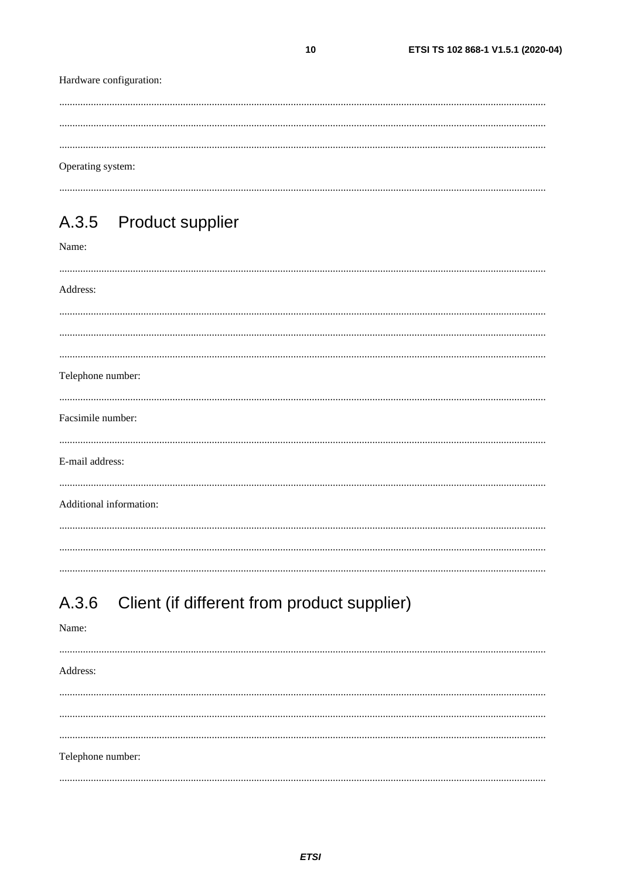Hardware configuration:

.....................................................................................................................................................................

.....................................................................................................................................................................

.....................................................................................................................................................................

Operating system:

.....................................................................................................................................................................

## A.3.5 Product supplier

Name:

.....................................................................................................................................................................

Address:

.....................................................................................................................................................................

.....................................................................................................................................................................

.....................................................................................................................................................................

Telephone number:

.....................................................................................................................................................................

Facsimile number:

.....................................................................................................................................................................

E-mail address:

.....................................................................................................................................................................

Additional information:

.....................................................................................................................................................................

.....................................................................................................................................................................

.....................................................................................................................................................................

## A.3.6 Client (if different from product supplier)

Name:

.....................................................................................................................................................................

Address:

.....................................................................................................................................................................

.....................................................................................................................................................................

.....................................................................................................................................................................

Telephone number:

.....................................................................................................................................................................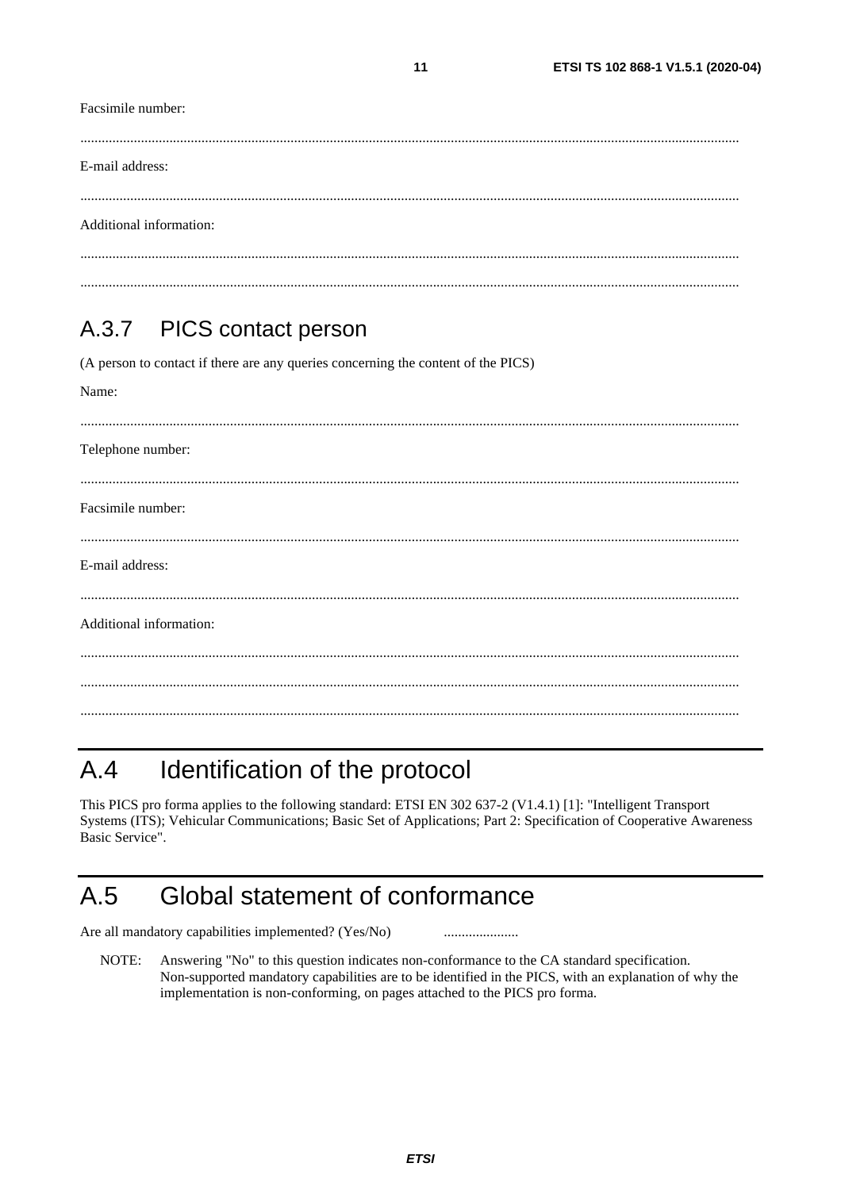Facsimile number:

.......................................................................................................................................................................

E-mail address:

.......................................................................................................................................................................

Additional information:

.......................................................................................................................................................................

.......................................................................................................................................................................

### A.3.7 PICS contact person

(A person to contact if there are any queries concerning the content of the PICS)

Name:

.......................................................................................................................................................................

Telephone number:

.......................................................................................................................................................................

Facsimile number:

.......................................................................................................................................................................

E-mail address:

.......................................................................................................................................................................

Additional information:

.......................................................................................................................................................................

.......................................................................................................................................................................

.......................................................................................................................................................................

## A.4 Identification of the protocol

This PICS pro forma applies to the following standard: ETSI EN 302 637-2 (V1.4.1) [1]: "Intelligent Transport Systems (ITS); Vehicular Communications; Basic Set of Applications; Part 2: Specification of Cooperative Awareness Basic Service".

## A.5 Global statement of conformance

Are all mandatory capabilities implemented? (Yes/No) .....................

NOTE: Answering "No" to this question indicates non-conformance to the CA standard specification. Non-supported mandatory capabilities are to be identified in the PICS, with an explanation of why the implementation is non-conforming, on pages attached to the PICS pro forma.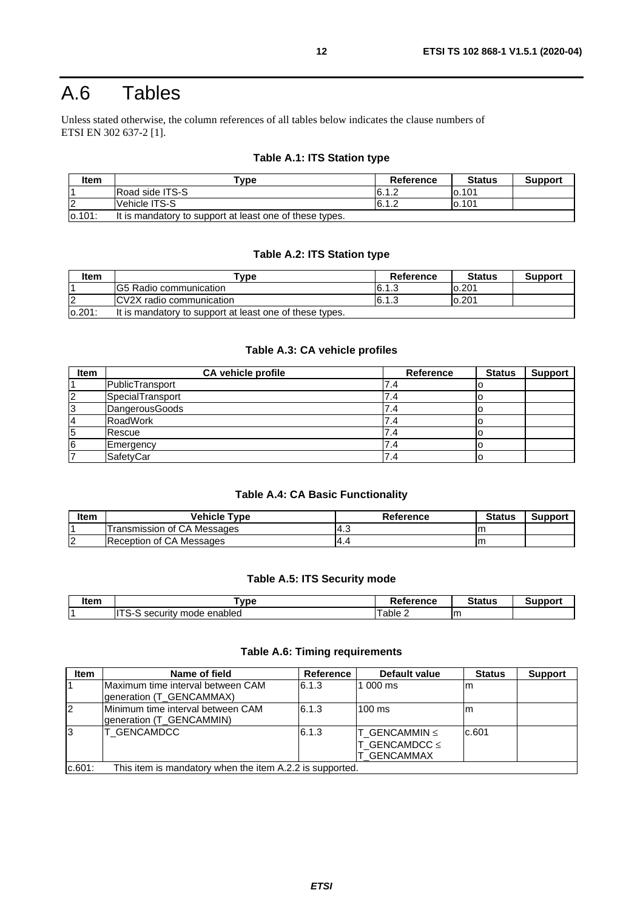# A.6 Tables

Unless stated otherwise, the column references of all tables below indicates the clause numbers of ETSI EN 302 637-2 [1].

**Table A.1: ITS Station type**

| Item | Type | Reference | Status | Support |
|---|---|---|---|---|
| 1 | Road side ITS-S | 6.1.2 | o.101 | |
| 2 | Vehicle ITS-S | 6.1.2 | o.101 | |
| o.101: | It is mandatory to support at least one of these types. | | | |

**Table A.2: ITS Station type**

| Item | Type | Reference | Status | Support |
|---|---|---|---|---|
| 1 | G5 Radio communication | 6.1.3 | o.201 | |
| 2 | CV2X radio communication | 6.1.3 | o.201 | |
| o.201: | It is mandatory to support at least one of these types. | | | |

**Table A.3: CA vehicle profiles**

| Item | CA vehicle profile | Reference | Status | Support |
|---|---|---|---|---|
| 1 | PublicTransport | 7.4 | o | |
| 2 | SpecialTransport | 7.4 | o | |
| 3 | DangerousGoods | 7.4 | o | |
| 4 | RoadWork | 7.4 | o | |
| 5 | Rescue | 7.4 | o | |
| 6 | Emergency | 7.4 | o | |
| 7 | SafetyCar | 7.4 | o | |

**Table A.4: CA Basic Functionality**

| Item | Vehicle Type | Reference | Status | Support |
|---|---|---|---|---|
| 1 | Transmission of CA Messages | 4.3 | m | |
| 2 | Reception of CA Messages | 4.4 | m | |

**Table A.5: ITS Security mode**

| Item | Type | Reference | Status | Support |
|---|---|---|---|---|
| 1 | ITS-S security mode enabled | Table 2 | m | |

**Table A.6: Timing requirements**

| Item | Name of field | Reference | Default value | Status | Support |
|---|---|---|---|---|---|
| 1 | Maximum time interval between CAM generation (T_GENCAMMAX) | 6.1.3 | 1 000 ms | m | |
| 2 | Minimum time interval between CAM generation (T_GENCAMMIN) | 6.1.3 | 100 ms | m | |
| 3 | T_GENCAMDCC | 6.1.3 | T_GENCAMMIN ≤ T_GENCAMDCC ≤ T_GENCAMMAX | c.601 | |
| c.601: | This item is mandatory when the item A.2.2 is supported. | | | | |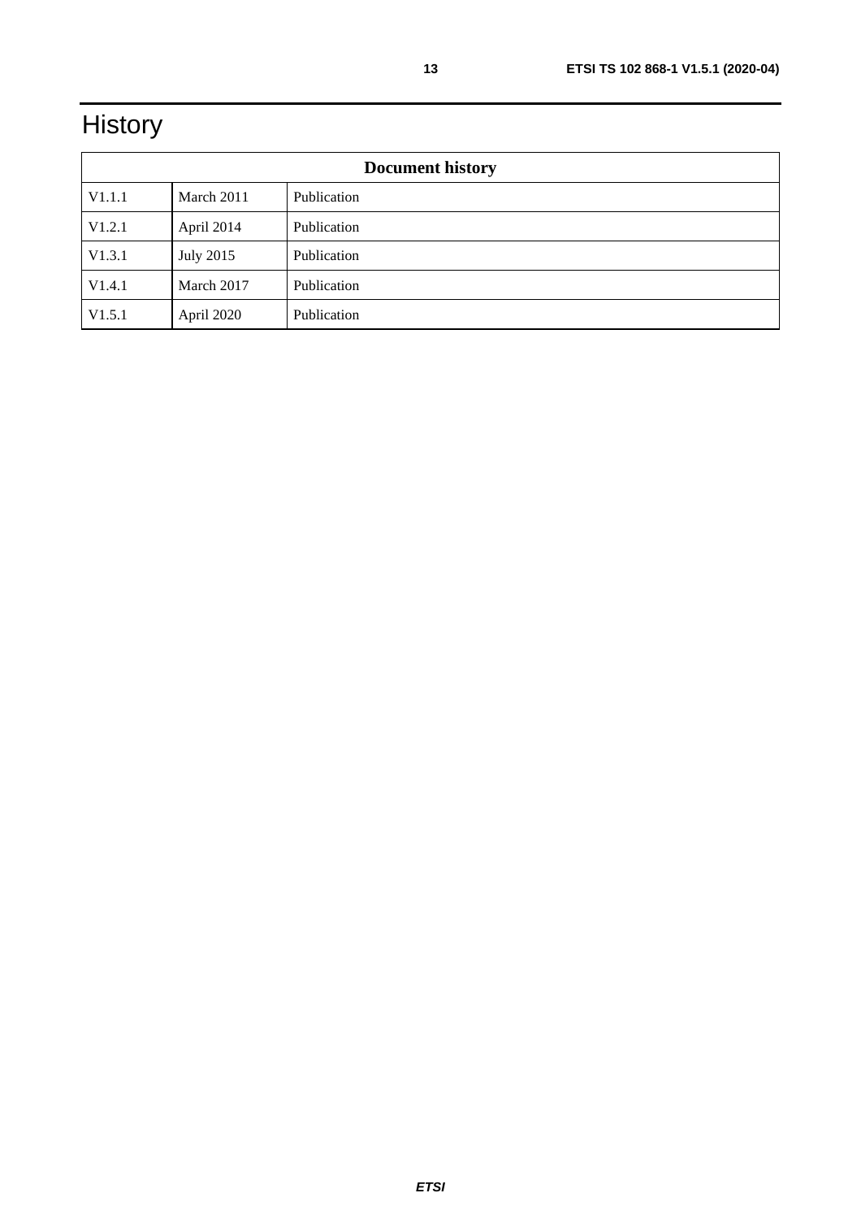# History

| Document history | | |
|---|---|---|
| V1.1.1 | March 2011 | Publication |
| V1.2.1 | April 2014 | Publication |
| V1.3.1 | July 2015 | Publication |
| V1.4.1 | March 2017 | Publication |
| V1.5.1 | April 2020 | Publication |